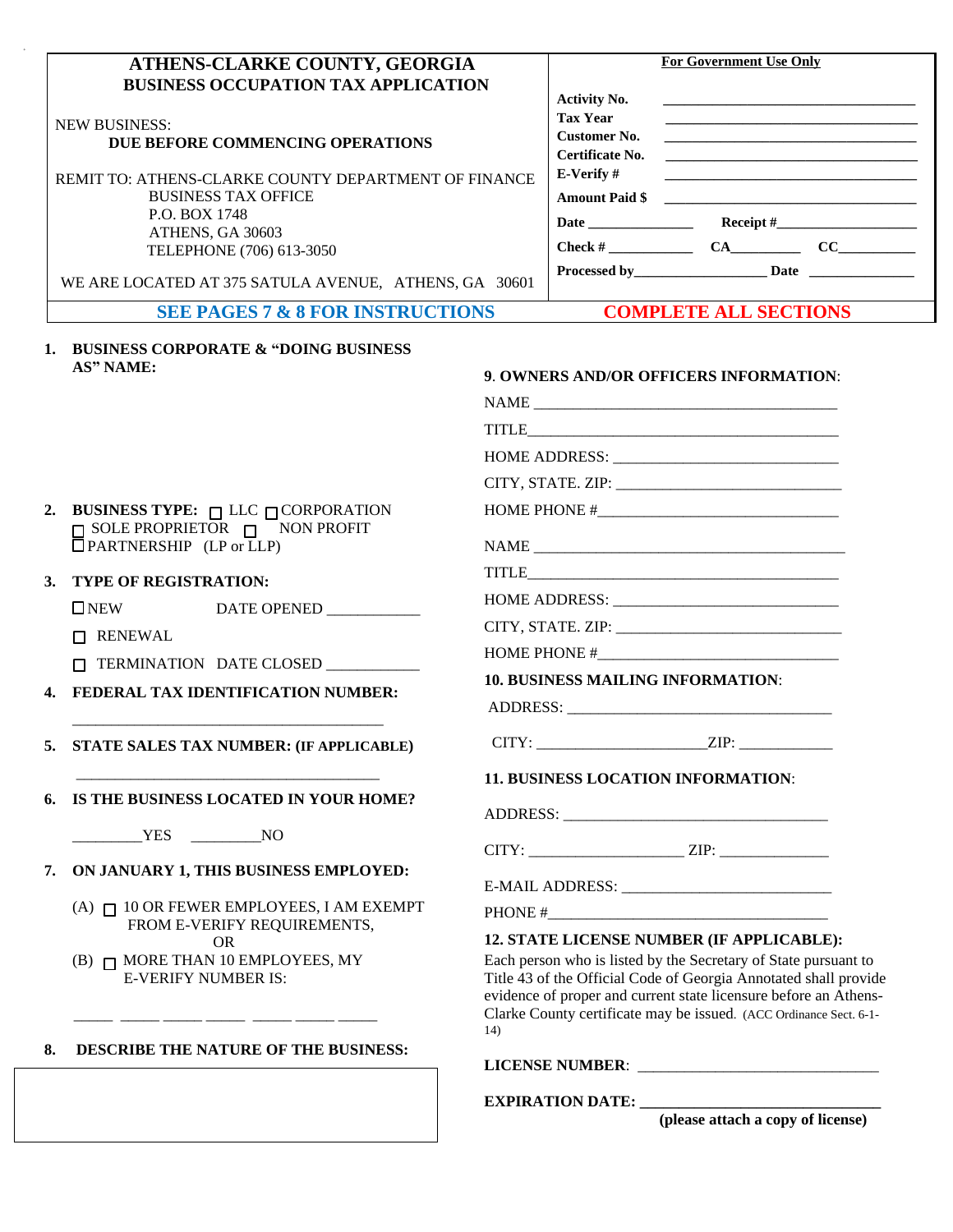# ATHENS-CLARKE COUNTY, GEORGIA
## BUSINESS OCCUPATION TAX APPLICATION

NEW BUSINESS:
**DUE BEFORE COMMENCING OPERATIONS**

REMIT TO: ATHENS-CLARKE COUNTY DEPARTMENT OF FINANCE
BUSINESS TAX OFFICE
P.O. BOX 1748
ATHENS, GA 30603
TELEPHONE (706) 613-3050

WE ARE LOCATED AT 375 SATULA AVENUE, ATHENS, GA 30601

**For Government Use Only**

**Activity No.** ______________________________

**Tax Year** ______________________________

**Customer No.** ______________________________

**Certificate No.** ______________________________

**E-Verify #** ______________________________

**Amount Paid $** ______________________________

**Date** ______________ **Receipt #**__________________

**Check #** ___________ **CA**_________ **CC**__________

**Processed by**__________________ **Date** ______________

**SEE PAGES 7 & 8 FOR INSTRUCTIONS** — **COMPLETE ALL SECTIONS**

1. **BUSINESS CORPORATE & "DOING BUSINESS AS" NAME:**

2. **BUSINESS TYPE:** ☐ LLC ☐ CORPORATION ☐ SOLE PROPRIETOR ☐ NON PROFIT ☐ PARTNERSHIP (LP or LLP)

3. **TYPE OF REGISTRATION:**
   - ☐ NEW DATE OPENED ___________
   - ☐ RENEWAL
   - ☐ TERMINATION DATE CLOSED ___________

4. **FEDERAL TAX IDENTIFICATION NUMBER:**

   ______________________________________

5. **STATE SALES TAX NUMBER: (IF APPLICABLE)**

   ______________________________________

6. **IS THE BUSINESS LOCATED IN YOUR HOME?**

   ________YES ________NO

7. **ON JANUARY 1, THIS BUSINESS EMPLOYED:**

   (A) ☐ 10 OR FEWER EMPLOYEES, I AM EXEMPT FROM E-VERIFY REQUIREMENTS,
   OR
   (B) ☐ MORE THAN 10 EMPLOYEES, MY E-VERIFY NUMBER IS:

   _____ _____ _____ _____ _____ _____ _____

8. **DESCRIBE THE NATURE OF THE BUSINESS:**

9. **OWNERS AND/OR OFFICERS INFORMATION**:

NAME ______________________________________
TITLE______________________________________
HOME ADDRESS: ____________________________
CITY, STATE. ZIP: ___________________________
HOME PHONE #______________________________

NAME ______________________________________
TITLE______________________________________
HOME ADDRESS: ____________________________
CITY, STATE. ZIP: ___________________________
HOME PHONE #______________________________

10. **BUSINESS MAILING INFORMATION**:

ADDRESS: __________________________________
CITY: ____________________ZIP: ___________

11. **BUSINESS LOCATION INFORMATION**:

ADDRESS: __________________________________
CITY: ___________________ ZIP: _____________
E-MAIL ADDRESS: __________________________
PHONE #___________________________________

12. **STATE LICENSE NUMBER (IF APPLICABLE):**

Each person who is listed by the Secretary of State pursuant to Title 43 of the Official Code of Georgia Annotated shall provide evidence of proper and current state licensure before an Athens-Clarke County certificate may be issued. (ACC Ordinance Sect. 6-1-14)

**LICENSE NUMBER**: ______________________________

**EXPIRATION DATE: ______________________________**

**(please attach a copy of license)**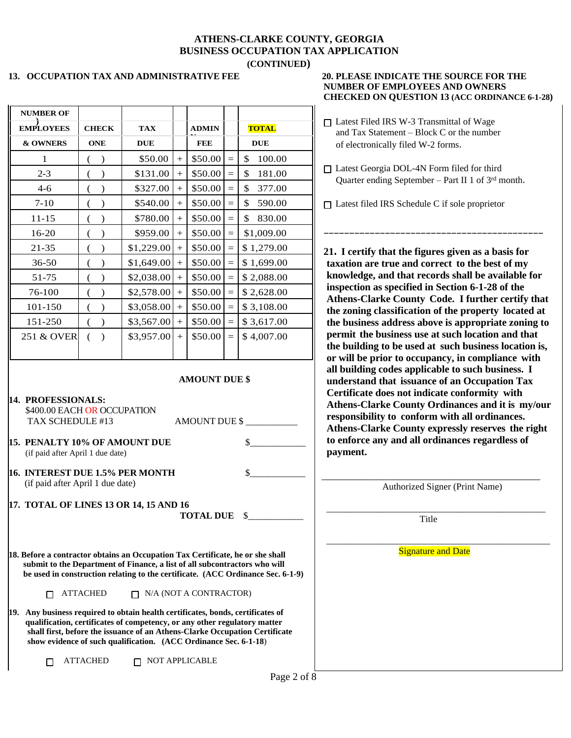# ATHENS-CLARKE COUNTY, GEORGIA
## BUSINESS OCCUPATION TAX APPLICATION
**(CONTINUED)**

### 13. OCCUPATION TAX AND ADMINISTRATIVE FEE

| NUMBER OF EMPLOYEES & OWNERS | CHECK ONE | TAX DUE | | ADMIN FEE | | TOTAL DUE |
|---|---|---|---|---|---|---|
| 1 | ( ) | $50.00 | + | $50.00 | = | $ 100.00 |
| 2-3 | ( ) | $131.00 | + | $50.00 | = | $ 181.00 |
| 4-6 | ( ) | $327.00 | + | $50.00 | = | $ 377.00 |
| 7-10 | ( ) | $540.00 | + | $50.00 | = | $ 590.00 |
| 11-15 | ( ) | $780.00 | + | $50.00 | = | $ 830.00 |
| 16-20 | ( ) | $959.00 | + | $50.00 | = | $1,009.00 |
| 21-35 | ( ) | $1,229.00 | + | $50.00 | = | $ 1,279.00 |
| 36-50 | ( ) | $1,649.00 | + | $50.00 | = | $ 1,699.00 |
| 51-75 | ( ) | $2,038.00 | + | $50.00 | = | $ 2,088.00 |
| 76-100 | ( ) | $2,578.00 | + | $50.00 | = | $ 2,628.00 |
| 101-150 | ( ) | $3,058.00 | + | $50.00 | = | $ 3,108.00 |
| 151-250 | ( ) | $3,567.00 | + | $50.00 | = | $ 3,617.00 |
| 251 & OVER | ( ) | $3,957.00 | + | $50.00 | = | $ 4,007.00 |

**AMOUNT DUE $**

**14. PROFESSIONALS:**
$400.00 EACH OR OCCUPATION
TAX SCHEDULE #13 AMOUNT DUE $ ___________

**15. PENALTY 10% OF AMOUNT DUE** $___________
(if paid after April 1 due date)

**16. INTEREST DUE 1.5% PER MONTH** $___________
(if paid after April 1 due date)

**17. TOTAL OF LINES 13 OR 14, 15 AND 16**
**TOTAL DUE** $___________

**18. Before a contractor obtains an Occupation Tax Certificate, he or she shall submit to the Department of Finance, a list of all subcontractors who will be used in construction relating to the certificate. (ACC Ordinance Sec. 6-1-9)**

☐ ATTACHED ☐ N/A (NOT A CONTRACTOR)

**19. Any business required to obtain health certificates, bonds, certificates of qualification, certificates of competency, or any other regulatory matter shall first, before the issuance of an Athens-Clarke Occupation Certificate show evidence of such qualification. (ACC Ordinance Sec. 6-1-18)**

☐ ATTACHED ☐ NOT APPLICABLE

**20. PLEASE INDICATE THE SOURCE FOR THE NUMBER OF EMPLOYEES AND OWNERS CHECKED ON QUESTION 13 (ACC ORDINANCE 6-1-28)**

☐ Latest Filed IRS W-3 Transmittal of Wage and Tax Statement – Block C or the number of electronically filed W-2 forms.

☐ Latest Georgia DOL-4N Form filed for third Quarter ending September – Part II 1 of 3rd month.

☐ Latest filed IRS Schedule C if sole proprietor

---

**21. I certify that the figures given as a basis for taxation are true and correct to the best of my knowledge, and that records shall be available for inspection as specified in Section 6-1-28 of the Athens-Clarke County Code. I further certify that the zoning classification of the property located at the business address above is appropriate zoning to permit the business use at such location and that the building to be used at such business location is, or will be prior to occupancy, in compliance with all building codes applicable to such business. I understand that issuance of an Occupation Tax Certificate does not indicate conformity with Athens-Clarke County Ordinances and it is my/our responsibility to conform with all ordinances. Athens-Clarke County expressly reserves the right to enforce any and all ordinances regardless of payment.**

_____________________________________________
Authorized Signer (Print Name)

_____________________________________________
Title

_____________________________________________
Signature and Date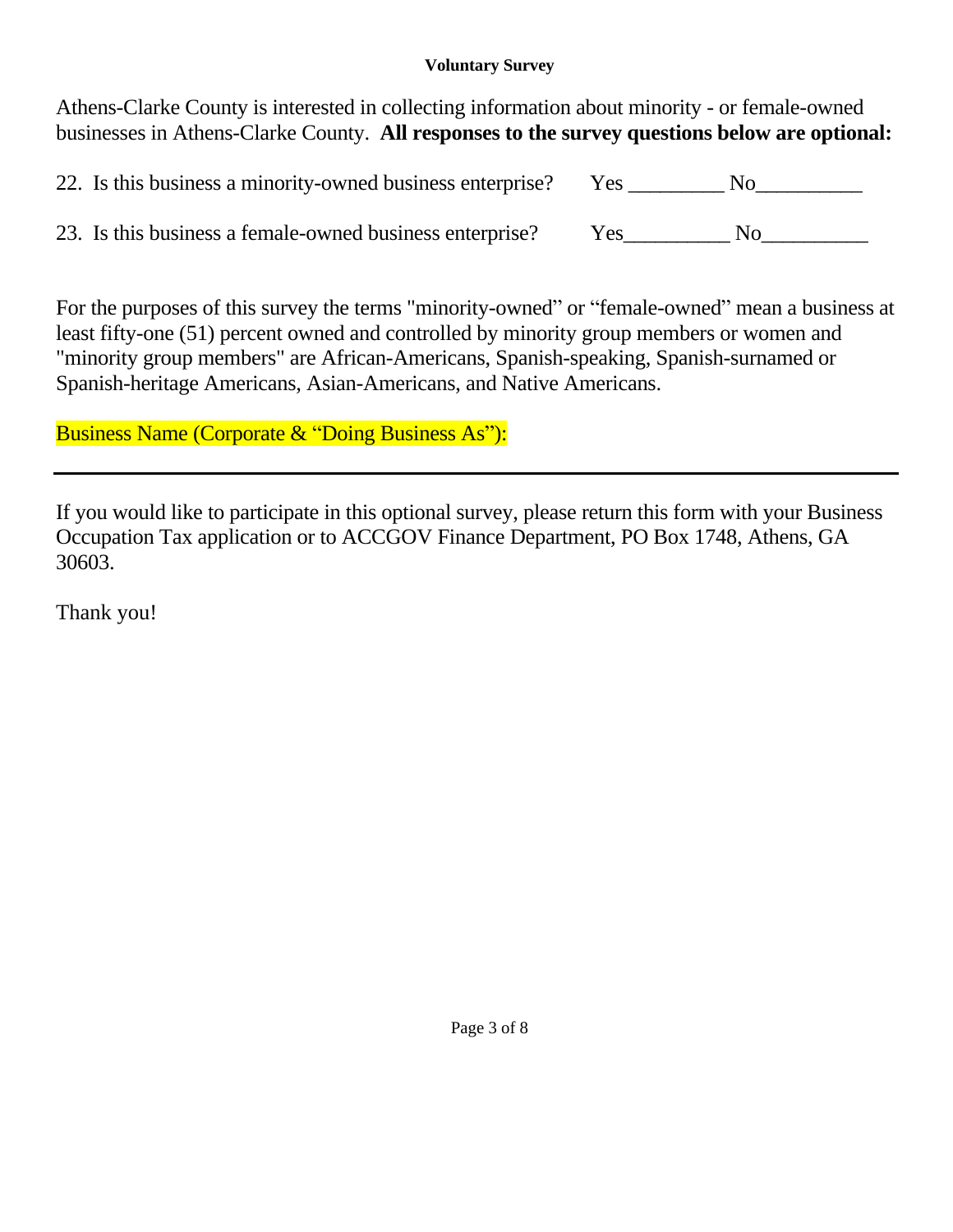**Voluntary Survey**

Athens-Clarke County is interested in collecting information about minority - or female-owned businesses in Athens-Clarke County. **All responses to the survey questions below are optional:**

22. Is this business a minority-owned business enterprise? Yes _________ No__________

23. Is this business a female-owned business enterprise? Yes__________ No__________

For the purposes of this survey the terms "minority-owned" or "female-owned" mean a business at least fifty-one (51) percent owned and controlled by minority group members or women and "minority group members" are African-Americans, Spanish-speaking, Spanish-surnamed or Spanish-heritage Americans, Asian-Americans, and Native Americans.

Business Name (Corporate & "Doing Business As"):

---

If you would like to participate in this optional survey, please return this form with your Business Occupation Tax application or to ACCGOV Finance Department, PO Box 1748, Athens, GA 30603.

Thank you!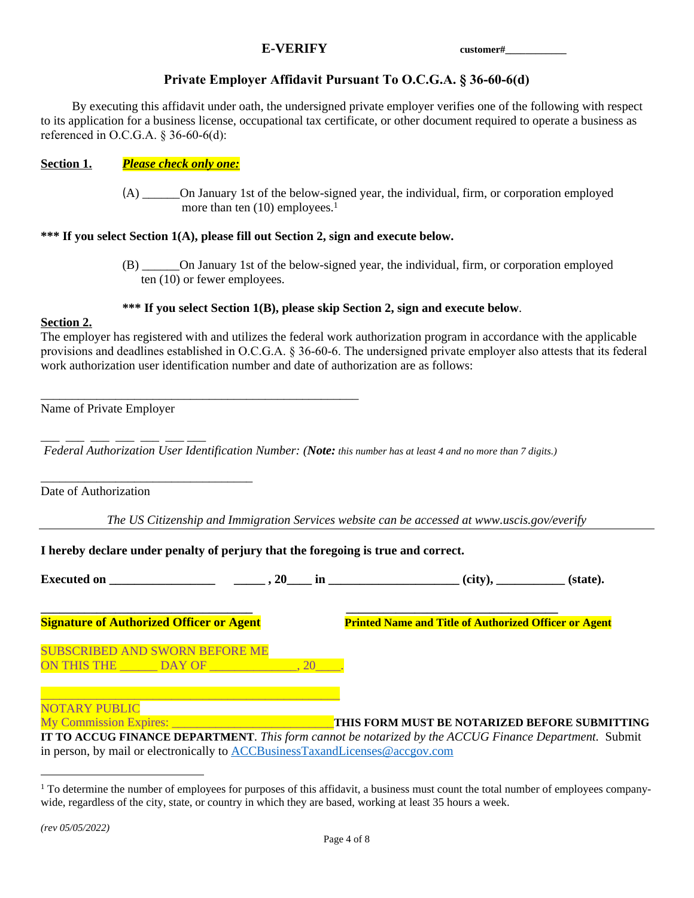# E-VERIFY

customer#___________

## Private Employer Affidavit Pursuant To O.C.G.A. § 36-60-6(d)

By executing this affidavit under oath, the undersigned private employer verifies one of the following with respect to its application for a business license, occupational tax certificate, or other document required to operate a business as referenced in O.C.G.A. § 36-60-6(d):

**Section 1.** ***Please check only one:***

(A) ______On January 1st of the below-signed year, the individual, firm, or corporation employed more than ten (10) employees.[1]

**\*\*\* If you select Section 1(A), please fill out Section 2, sign and execute below.**

(B) ______On January 1st of the below-signed year, the individual, firm, or corporation employed ten (10) or fewer employees.

**\*\*\* If you select Section 1(B), please skip Section 2, sign and execute below.**

**Section 2.**

The employer has registered with and utilizes the federal work authorization program in accordance with the applicable provisions and deadlines established in O.C.G.A. § 36-60-6. The undersigned private employer also attests that its federal work authorization user identification number and date of authorization are as follows:

_____________________________________________________

Name of Private Employer

___ ___ ___ ___ ___ ___ ___

*Federal Authorization User Identification Number: (**Note:** this number has at least 4 and no more than 7 digits.)*

___________________________________

Date of Authorization

*The US Citizenship and Immigration Services website can be accessed at www.uscis.gov/everify*

---

**I hereby declare under penalty of perjury that the foregoing is true and correct.**

**Executed on _________________ _____ , 20____ in ____________________ (city), ___________ (state).**

___________________________________ ___________________________________

**Signature of Authorized Officer or Agent** **Printed Name and Title of Authorized Officer or Agent**

SUBSCRIBED AND SWORN BEFORE ME
ON THIS THE ______ DAY OF ______________, 20____.

_______________________________________________

NOTARY PUBLIC
My Commission Expires: __________________________

**THIS FORM MUST BE NOTARIZED BEFORE SUBMITTING IT TO ACCUG FINANCE DEPARTMENT**. *This form cannot be notarized by the ACCUG Finance Department.* Submit in person, by mail or electronically to ACCBusinessTaxandLicenses@accgov.com

---

[1] To determine the number of employees for purposes of this affidavit, a business must count the total number of employees company-wide, regardless of the city, state, or country in which they are based, working at least 35 hours a week.

*(rev 05/05/2022)*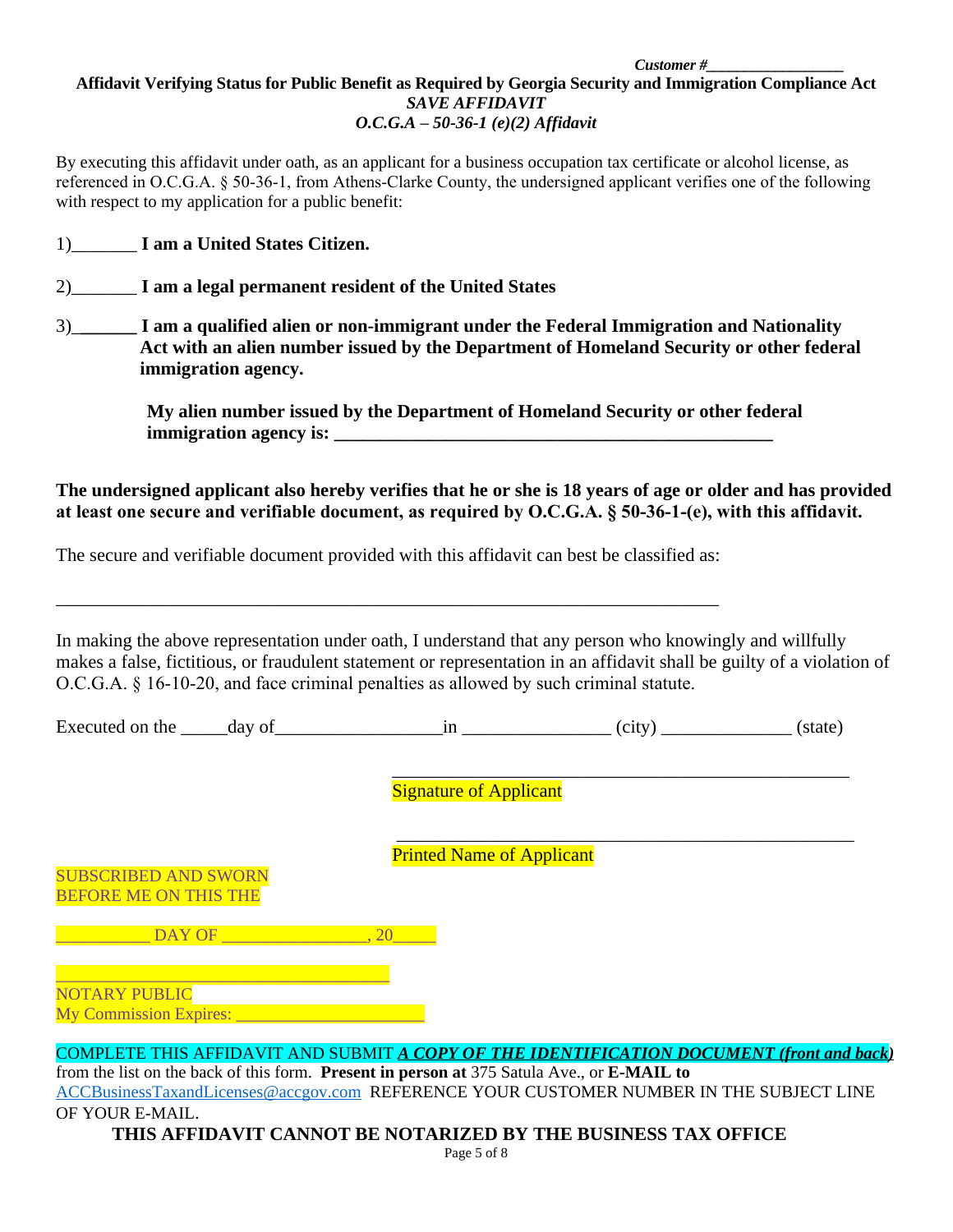***Customer #*\_\_\_\_\_\_\_\_\_\_\_\_\_\_\_\_\_**

**Affidavit Verifying Status for Public Benefit as Required by Georgia Security and Immigration Compliance Act**
***SAVE AFFIDAVIT***
***O.C.G.A – 50-36-1 (e)(2) Affidavit***

By executing this affidavit under oath, as an applicant for a business occupation tax certificate or alcohol license, as referenced in O.C.G.A. § 50-36-1, from Athens-Clarke County, the undersigned applicant verifies one of the following with respect to my application for a public benefit:

1)\_\_\_\_\_\_\_ **I am a United States Citizen.**

2)\_\_\_\_\_\_\_ **I am a legal permanent resident of the United States**

3)\_\_\_\_\_\_\_ **I am a qualified alien or non-immigrant under the Federal Immigration and Nationality Act with an alien number issued by the Department of Homeland Security or other federal immigration agency.**

**My alien number issued by the Department of Homeland Security or other federal immigration agency is: \_\_\_\_\_\_\_\_\_\_\_\_\_\_\_\_\_\_\_\_\_\_\_\_\_\_\_\_\_\_\_\_\_\_\_\_\_\_\_\_\_\_\_\_\_\_\_\_**

**The undersigned applicant also hereby verifies that he or she is 18 years of age or older and has provided at least one secure and verifiable document, as required by O.C.G.A. § 50-36-1-(e), with this affidavit.**

The secure and verifiable document provided with this affidavit can best be classified as:

\_\_\_\_\_\_\_\_\_\_\_\_\_\_\_\_\_\_\_\_\_\_\_\_\_\_\_\_\_\_\_\_\_\_\_\_\_\_\_\_\_\_\_\_\_\_\_\_\_\_\_\_\_\_\_\_\_\_\_\_\_\_\_\_\_\_\_\_\_\_\_\_\_

In making the above representation under oath, I understand that any person who knowingly and willfully makes a false, fictitious, or fraudulent statement or representation in an affidavit shall be guilty of a violation of O.C.G.A. § 16-10-20, and face criminal penalties as allowed by such criminal statute.

Executed on the \_\_\_\_\_day of\_\_\_\_\_\_\_\_\_\_\_\_\_\_\_\_\_\_in \_\_\_\_\_\_\_\_\_\_\_\_\_\_\_\_ (city) \_\_\_\_\_\_\_\_\_\_\_\_\_\_ (state)

\_\_\_\_\_\_\_\_\_\_\_\_\_\_\_\_\_\_\_\_\_\_\_\_\_\_\_\_\_\_\_\_\_\_\_\_\_\_\_\_\_\_\_\_\_\_\_\_
Signature of Applicant

\_\_\_\_\_\_\_\_\_\_\_\_\_\_\_\_\_\_\_\_\_\_\_\_\_\_\_\_\_\_\_\_\_\_\_\_\_\_\_\_\_\_\_\_\_\_\_\_
Printed Name of Applicant

SUBSCRIBED AND SWORN
BEFORE ME ON THIS THE

\_\_\_\_\_\_\_\_\_\_\_ DAY OF \_\_\_\_\_\_\_\_\_\_\_\_\_\_\_\_\_, 20\_\_\_\_\_

\_\_\_\_\_\_\_\_\_\_\_\_\_\_\_\_\_\_\_\_\_\_\_\_\_\_\_\_\_\_\_\_\_\_\_\_\_\_\_\_
NOTARY PUBLIC
My Commission Expires: \_\_\_\_\_\_\_\_\_\_\_\_\_\_\_\_\_\_\_\_\_\_

COMPLETE THIS AFFIDAVIT AND SUBMIT ***A COPY OF THE IDENTIFICATION DOCUMENT (front and back)*** from the list on the back of this form. **Present in person at** 375 Satula Ave., or **E-MAIL to** ACCBusinessTaxandLicenses@accgov.com REFERENCE YOUR CUSTOMER NUMBER IN THE SUBJECT LINE OF YOUR E-MAIL.

**THIS AFFIDAVIT CANNOT BE NOTARIZED BY THE BUSINESS TAX OFFICE**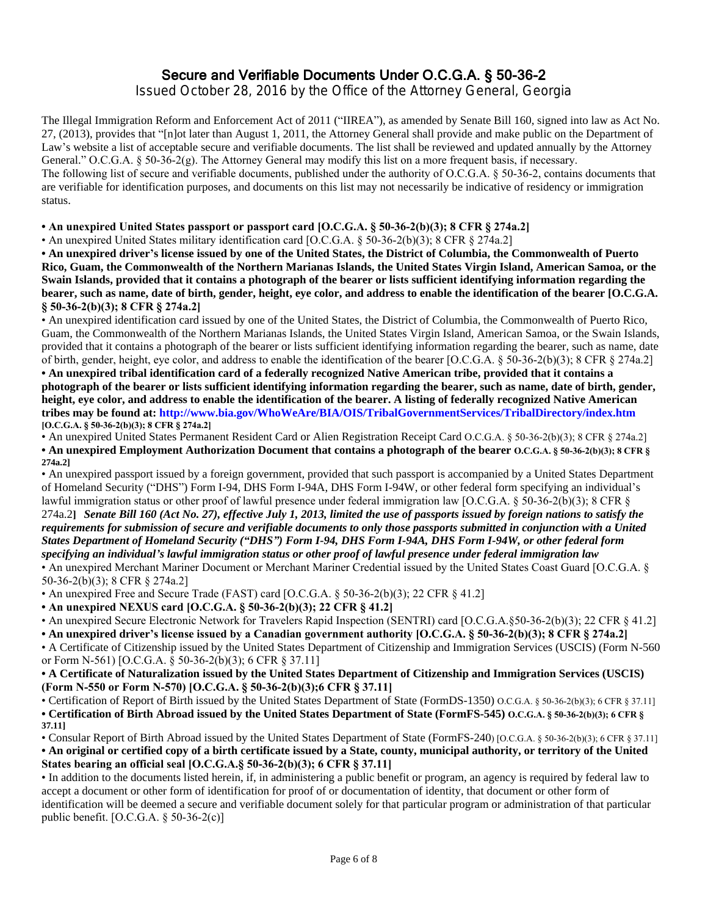# Secure and Verifiable Documents Under O.C.G.A. § 50-36-2

Issued October 28, 2016 by the Office of the Attorney General, Georgia

The Illegal Immigration Reform and Enforcement Act of 2011 ("IIREA"), as amended by Senate Bill 160, signed into law as Act No. 27, (2013), provides that "[n]ot later than August 1, 2011, the Attorney General shall provide and make public on the Department of Law's website a list of acceptable secure and verifiable documents. The list shall be reviewed and updated annually by the Attorney General." O.C.G.A. § 50-36-2(g). The Attorney General may modify this list on a more frequent basis, if necessary.
The following list of secure and verifiable documents, published under the authority of O.C.G.A. § 50-36-2, contains documents that are verifiable for identification purposes, and documents on this list may not necessarily be indicative of residency or immigration status.

- **An unexpired United States passport or passport card [O.C.G.A. § 50-36-2(b)(3); 8 CFR § 274a.2]**
- An unexpired United States military identification card [O.C.G.A. § 50-36-2(b)(3); 8 CFR § 274a.2]
- **An unexpired driver's license issued by one of the United States, the District of Columbia, the Commonwealth of Puerto Rico, Guam, the Commonwealth of the Northern Marianas Islands, the United States Virgin Island, American Samoa, or the Swain Islands, provided that it contains a photograph of the bearer or lists sufficient identifying information regarding the bearer, such as name, date of birth, gender, height, eye color, and address to enable the identification of the bearer [O.C.G.A. § 50-36-2(b)(3); 8 CFR § 274a.2]**
- An unexpired identification card issued by one of the United States, the District of Columbia, the Commonwealth of Puerto Rico, Guam, the Commonwealth of the Northern Marianas Islands, the United States Virgin Island, American Samoa, or the Swain Islands, provided that it contains a photograph of the bearer or lists sufficient identifying information regarding the bearer, such as name, date of birth, gender, height, eye color, and address to enable the identification of the bearer [O.C.G.A. § 50-36-2(b)(3); 8 CFR § 274a.2]
- **An unexpired tribal identification card of a federally recognized Native American tribe, provided that it contains a photograph of the bearer or lists sufficient identifying information regarding the bearer, such as name, date of birth, gender, height, eye color, and address to enable the identification of the bearer. A listing of federally recognized Native American tribes may be found at: http://www.bia.gov/WhoWeAre/BIA/OIS/TribalGovernmentServices/TribalDirectory/index.htm [O.C.G.A. § 50-36-2(b)(3); 8 CFR § 274a.2]**
- An unexpired United States Permanent Resident Card or Alien Registration Receipt Card O.C.G.A. § 50-36-2(b)(3); 8 CFR § 274a.2]
- **An unexpired Employment Authorization Document that contains a photograph of the bearer O.C.G.A. § 50-36-2(b)(3); 8 CFR § 274a.2]**
- An unexpired passport issued by a foreign government, provided that such passport is accompanied by a United States Department of Homeland Security ("DHS") Form I-94, DHS Form I-94A, DHS Form I-94W, or other federal form specifying an individual's lawful immigration status or other proof of lawful presence under federal immigration law [O.C.G.A. § 50-36-2(b)(3); 8 CFR § 274a.2] ***Senate Bill 160 (Act No. 27), effective July 1, 2013, limited the use of passports issued by foreign nations to satisfy the requirements for submission of secure and verifiable documents to only those passports submitted in conjunction with a United States Department of Homeland Security ("DHS") Form I-94, DHS Form I-94A, DHS Form I-94W, or other federal form specifying an individual's lawful immigration status or other proof of lawful presence under federal immigration law***
- An unexpired Merchant Mariner Document or Merchant Mariner Credential issued by the United States Coast Guard [O.C.G.A. § 50-36-2(b)(3); 8 CFR § 274a.2]
- An unexpired Free and Secure Trade (FAST) card [O.C.G.A. § 50-36-2(b)(3); 22 CFR § 41.2]
- **An unexpired NEXUS card [O.C.G.A. § 50-36-2(b)(3); 22 CFR § 41.2]**
- An unexpired Secure Electronic Network for Travelers Rapid Inspection (SENTRI) card [O.C.G.A.§50-36-2(b)(3); 22 CFR § 41.2]
- **An unexpired driver's license issued by a Canadian government authority [O.C.G.A. § 50-36-2(b)(3); 8 CFR § 274a.2]**
- A Certificate of Citizenship issued by the United States Department of Citizenship and Immigration Services (USCIS) (Form N-560 or Form N-561) [O.C.G.A. § 50-36-2(b)(3); 6 CFR § 37.11]
- **A Certificate of Naturalization issued by the United States Department of Citizenship and Immigration Services (USCIS) (Form N-550 or Form N-570) [O.C.G.A. § 50-36-2(b)(3);6 CFR § 37.11]**
- Certification of Report of Birth issued by the United States Department of State (FormDS-1350) O.C.G.A. § 50-36-2(b)(3); 6 CFR § 37.11]
- **Certification of Birth Abroad issued by the United States Department of State (FormFS-545) O.C.G.A. § 50-36-2(b)(3); 6 CFR § 37.11]**
- Consular Report of Birth Abroad issued by the United States Department of State (FormFS-240) [O.C.G.A. § 50-36-2(b)(3); 6 CFR § 37.11]
- **An original or certified copy of a birth certificate issued by a State, county, municipal authority, or territory of the United States bearing an official seal [O.C.G.A.§ 50-36-2(b)(3); 6 CFR § 37.11]**
- In addition to the documents listed herein, if, in administering a public benefit or program, an agency is required by federal law to accept a document or other form of identification for proof of or documentation of identity, that document or other form of identification will be deemed a secure and verifiable document solely for that particular program or administration of that particular public benefit. [O.C.G.A. § 50-36-2(c)]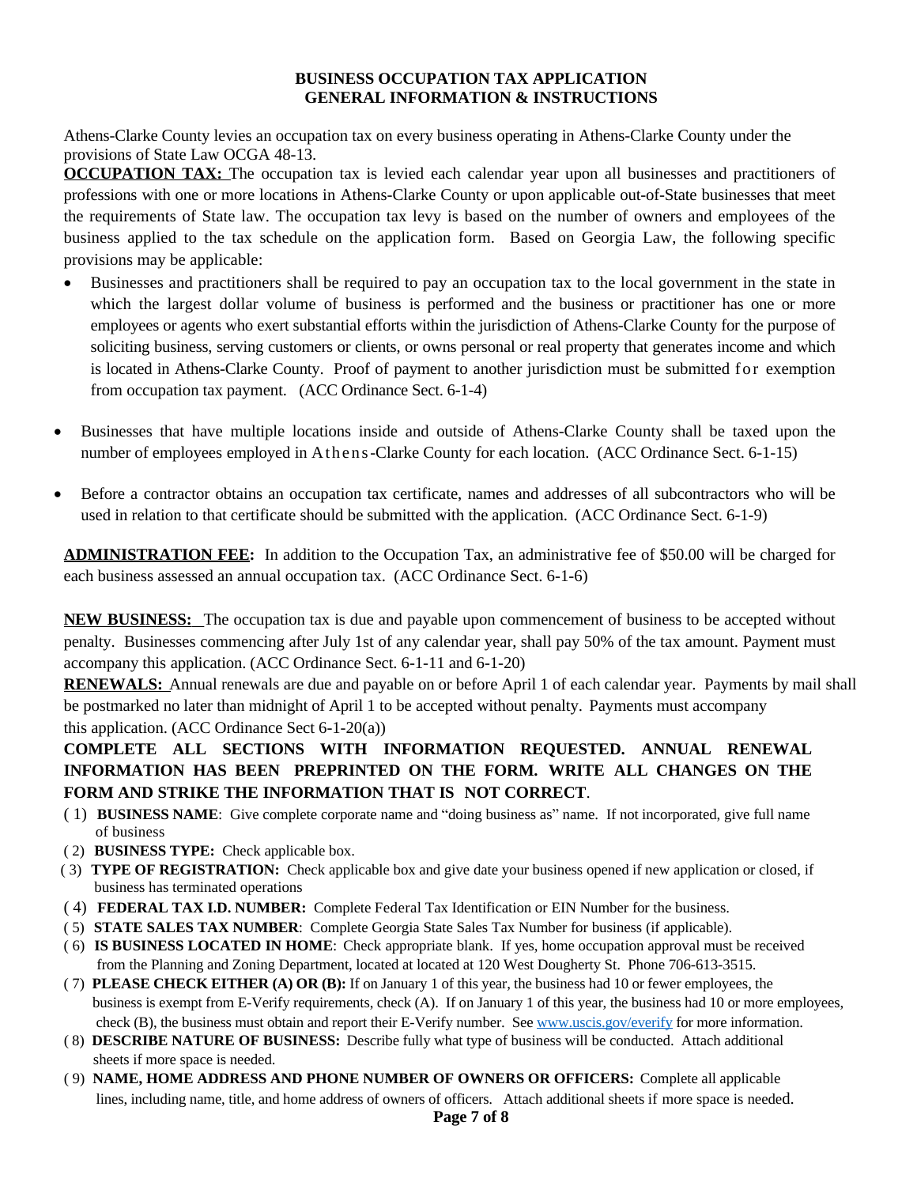# BUSINESS OCCUPATION TAX APPLICATION
## GENERAL INFORMATION & INSTRUCTIONS

Athens-Clarke County levies an occupation tax on every business operating in Athens-Clarke County under the provisions of State Law OCGA 48-13.

**OCCUPATION TAX:** The occupation tax is levied each calendar year upon all businesses and practitioners of professions with one or more locations in Athens-Clarke County or upon applicable out-of-State businesses that meet the requirements of State law. The occupation tax levy is based on the number of owners and employees of the business applied to the tax schedule on the application form. Based on Georgia Law, the following specific provisions may be applicable:

- Businesses and practitioners shall be required to pay an occupation tax to the local government in the state in which the largest dollar volume of business is performed and the business or practitioner has one or more employees or agents who exert substantial efforts within the jurisdiction of Athens-Clarke County for the purpose of soliciting business, serving customers or clients, or owns personal or real property that generates income and which is located in Athens-Clarke County. Proof of payment to another jurisdiction must be submitted for exemption from occupation tax payment. (ACC Ordinance Sect. 6-1-4)

- Businesses that have multiple locations inside and outside of Athens-Clarke County shall be taxed upon the number of employees employed in Athens-Clarke County for each location. (ACC Ordinance Sect. 6-1-15)

- Before a contractor obtains an occupation tax certificate, names and addresses of all subcontractors who will be used in relation to that certificate should be submitted with the application. (ACC Ordinance Sect. 6-1-9)

**ADMINISTRATION FEE:** In addition to the Occupation Tax, an administrative fee of $50.00 will be charged for each business assessed an annual occupation tax. (ACC Ordinance Sect. 6-1-6)

**NEW BUSINESS:** The occupation tax is due and payable upon commencement of business to be accepted without penalty. Businesses commencing after July 1st of any calendar year, shall pay 50% of the tax amount. Payment must accompany this application. (ACC Ordinance Sect. 6-1-11 and 6-1-20)

**RENEWALS:** Annual renewals are due and payable on or before April 1 of each calendar year. Payments by mail shall be postmarked no later than midnight of April 1 to be accepted without penalty. Payments must accompany this application. (ACC Ordinance Sect 6-1-20(a))

**COMPLETE ALL SECTIONS WITH INFORMATION REQUESTED. ANNUAL RENEWAL INFORMATION HAS BEEN PREPRINTED ON THE FORM. WRITE ALL CHANGES ON THE FORM AND STRIKE THE INFORMATION THAT IS NOT CORRECT**.

( 1) **BUSINESS NAME**: Give complete corporate name and "doing business as" name. If not incorporated, give full name of business

( 2) **BUSINESS TYPE:** Check applicable box.

( 3) **TYPE OF REGISTRATION:** Check applicable box and give date your business opened if new application or closed, if business has terminated operations

( 4) **FEDERAL TAX I.D. NUMBER:** Complete Federal Tax Identification or EIN Number for the business.

( 5) **STATE SALES TAX NUMBER**: Complete Georgia State Sales Tax Number for business (if applicable).

( 6) **IS BUSINESS LOCATED IN HOME**: Check appropriate blank. If yes, home occupation approval must be received from the Planning and Zoning Department, located at located at 120 West Dougherty St. Phone 706-613-3515.

( 7) **PLEASE CHECK EITHER (A) OR (B):** If on January 1 of this year, the business had 10 or fewer employees, the business is exempt from E-Verify requirements, check (A). If on January 1 of this year, the business had 10 or more employees, check (B), the business must obtain and report their E-Verify number. See www.uscis.gov/everify for more information.

( 8) **DESCRIBE NATURE OF BUSINESS:** Describe fully what type of business will be conducted. Attach additional sheets if more space is needed.

( 9) **NAME, HOME ADDRESS AND PHONE NUMBER OF OWNERS OR OFFICERS:** Complete all applicable lines, including name, title, and home address of owners of officers. Attach additional sheets if more space is needed.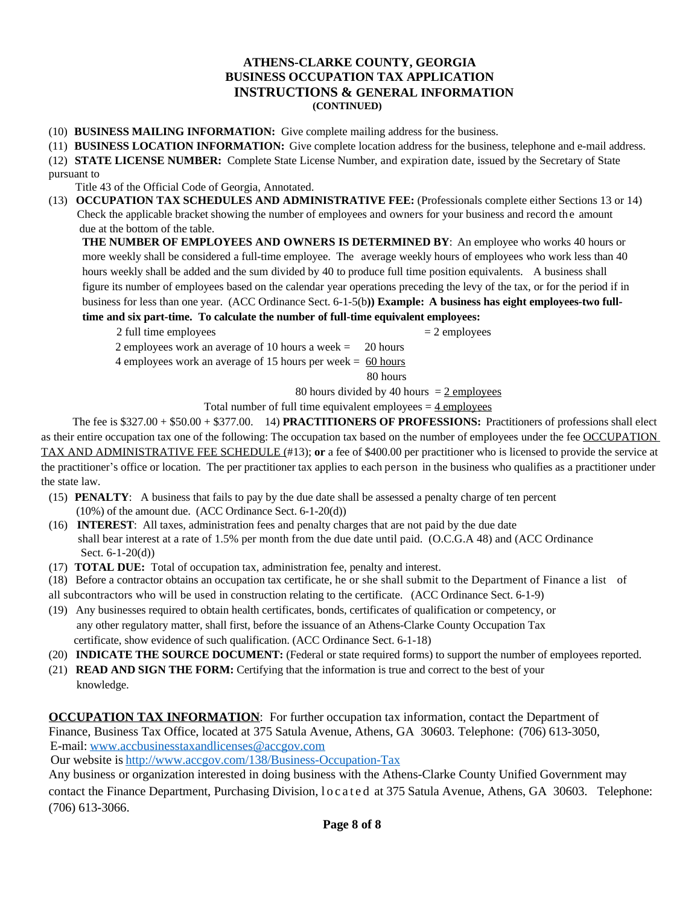# ATHENS-CLARKE COUNTY, GEORGIA
## BUSINESS OCCUPATION TAX APPLICATION
## INSTRUCTIONS & GENERAL INFORMATION
**(CONTINUED)**

(10) **BUSINESS MAILING INFORMATION:** Give complete mailing address for the business.

(11) **BUSINESS LOCATION INFORMATION:** Give complete location address for the business, telephone and e-mail address.

(12) **STATE LICENSE NUMBER:** Complete State License Number, and expiration date, issued by the Secretary of State pursuant to Title 43 of the Official Code of Georgia, Annotated.

(13) **OCCUPATION TAX SCHEDULES AND ADMINISTRATIVE FEE:** (Professionals complete either Sections 13 or 14) Check the applicable bracket showing the number of employees and owners for your business and record the amount due at the bottom of the table.

**THE NUMBER OF EMPLOYEES AND OWNERS IS DETERMINED BY**: An employee who works 40 hours or more weekly shall be considered a full-time employee. The average weekly hours of employees who work less than 40 hours weekly shall be added and the sum divided by 40 to produce full time position equivalents. A business shall figure its number of employees based on the calendar year operations preceding the levy of the tax, or for the period if in business for less than one year. (ACC Ordinance Sect. 6-1-5(b**)) Example: A business has eight employees-two full-time and six part-time. To calculate the number of full-time equivalent employees:**

2 full time employees = 2 employees

2 employees work an average of 10 hours a week = 20 hours

4 employees work an average of 15 hours per week = 60 hours

80 hours

80 hours divided by 40 hours = 2 employees

Total number of full time equivalent employees = 4 employees

The fee is $327.00 + $50.00 + $377.00.

14) **PRACTITIONERS OF PROFESSIONS:** Practitioners of professions shall elect as their entire occupation tax one of the following: The occupation tax based on the number of employees under the fee OCCUPATION TAX AND ADMINISTRATIVE FEE SCHEDULE (#13); **or** a fee of $400.00 per practitioner who is licensed to provide the service at the practitioner's office or location. The per practitioner tax applies to each person in the business who qualifies as a practitioner under the state law.

(15) **PENALTY**: A business that fails to pay by the due date shall be assessed a penalty charge of ten percent (10%) of the amount due. (ACC Ordinance Sect. 6-1-20(d))

(16) **INTEREST**: All taxes, administration fees and penalty charges that are not paid by the due date shall bear interest at a rate of 1.5% per month from the due date until paid. (O.C.G.A 48) and (ACC Ordinance Sect. 6-1-20(d))

(17) **TOTAL DUE:** Total of occupation tax, administration fee, penalty and interest.

(18) Before a contractor obtains an occupation tax certificate, he or she shall submit to the Department of Finance a list of all subcontractors who will be used in construction relating to the certificate. (ACC Ordinance Sect. 6-1-9)

(19) Any businesses required to obtain health certificates, bonds, certificates of qualification or competency, or any other regulatory matter, shall first, before the issuance of an Athens-Clarke County Occupation Tax certificate, show evidence of such qualification. (ACC Ordinance Sect. 6-1-18)

(20) **INDICATE THE SOURCE DOCUMENT:** (Federal or state required forms) to support the number of employees reported.

(21) **READ AND SIGN THE FORM:** Certifying that the information is true and correct to the best of your knowledge.

**OCCUPATION TAX INFORMATION**: For further occupation tax information, contact the Department of Finance, Business Tax Office, located at 375 Satula Avenue, Athens, GA 30603. Telephone: (706) 613-3050, E-mail: www.accbusinesstaxandlicenses@accgov.com

Our website is http://www.accgov.com/138/Business-Occupation-Tax

Any business or organization interested in doing business with the Athens-Clarke County Unified Government may contact the Finance Department, Purchasing Division, located at 375 Satula Avenue, Athens, GA 30603. Telephone: (706) 613-3066.